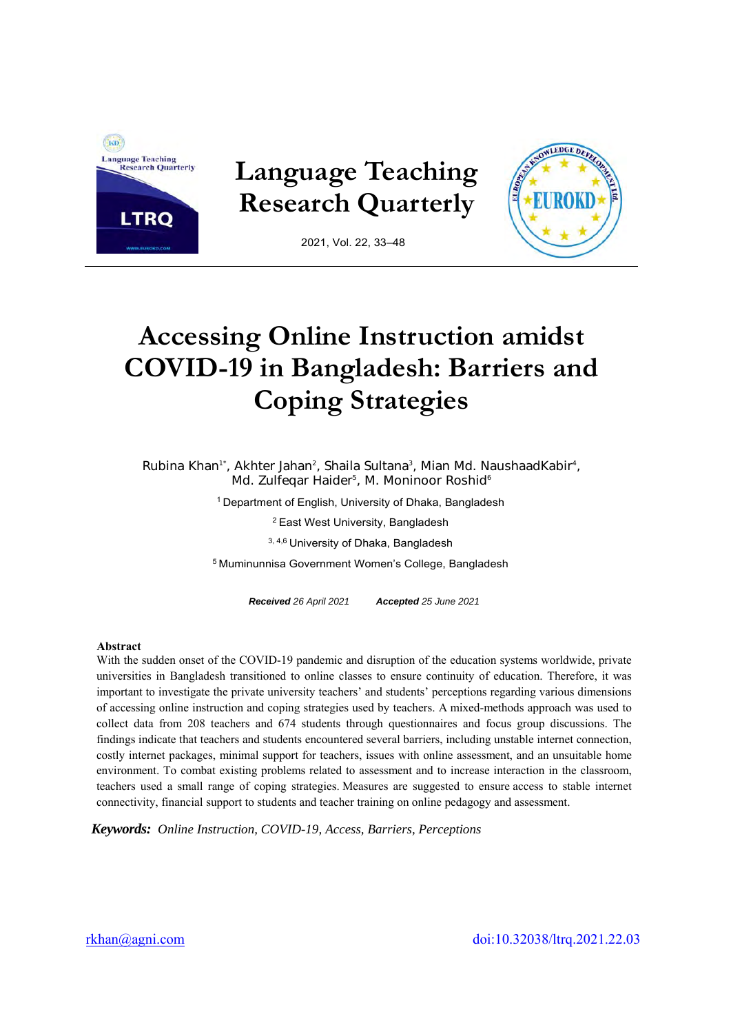# Accessing Online Instruction amidst COVID-19 in Bangladesh: Barriers and Coping Strategies

Rubina Khan[1*], Akhter Jahan[2], Shaila Sultana[3], Mian Md. NaushaadKabir[4], Md. Zulfeqar Haider[5], M. Moninoor Roshid[6]

[1] Department of English, University of Dhaka, Bangladesh

[2] East West University, Bangladesh

[3, 4,6] University of Dhaka, Bangladesh

[5] Muminunnisa Government Women's College, Bangladesh

***Received*** *26 April 2021* ***Accepted*** *25 June 2021*

**Abstract**

With the sudden onset of the COVID-19 pandemic and disruption of the education systems worldwide, private universities in Bangladesh transitioned to online classes to ensure continuity of education. Therefore, it was important to investigate the private university teachers' and students' perceptions regarding various dimensions of accessing online instruction and coping strategies used by teachers. A mixed-methods approach was used to collect data from 208 teachers and 674 students through questionnaires and focus group discussions. The findings indicate that teachers and students encountered several barriers, including unstable internet connection, costly internet packages, minimal support for teachers, issues with online assessment, and an unsuitable home environment. To combat existing problems related to assessment and to increase interaction in the classroom, teachers used a small range of coping strategies. Measures are suggested to ensure access to stable internet connectivity, financial support to students and teacher training on online pedagogy and assessment.

***Keywords:*** *Online Instruction, COVID-19, Access, Barriers, Perceptions*

rkhan@agni.com

doi:10.32038/ltrq.2021.22.03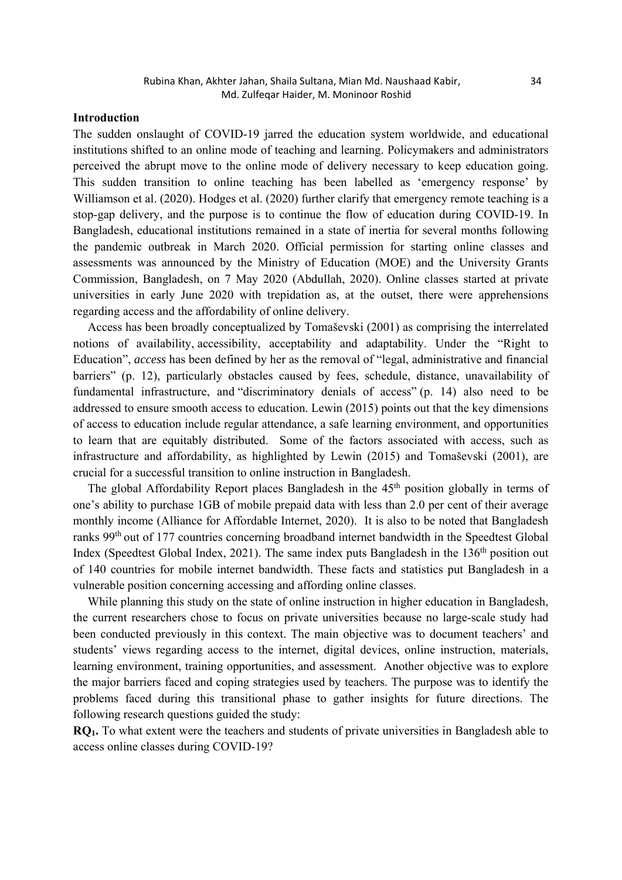## Introduction

The sudden onslaught of COVID-19 jarred the education system worldwide, and educational institutions shifted to an online mode of teaching and learning. Policymakers and administrators perceived the abrupt move to the online mode of delivery necessary to keep education going. This sudden transition to online teaching has been labelled as 'emergency response' by Williamson et al. (2020). Hodges et al. (2020) further clarify that emergency remote teaching is a stop-gap delivery, and the purpose is to continue the flow of education during COVID-19. In Bangladesh, educational institutions remained in a state of inertia for several months following the pandemic outbreak in March 2020. Official permission for starting online classes and assessments was announced by the Ministry of Education (MOE) and the University Grants Commission, Bangladesh, on 7 May 2020 (Abdullah, 2020). Online classes started at private universities in early June 2020 with trepidation as, at the outset, there were apprehensions regarding access and the affordability of online delivery.

Access has been broadly conceptualized by Tomaševski (2001) as comprising the interrelated notions of availability, accessibility, acceptability and adaptability. Under the "Right to Education", *access* has been defined by her as the removal of "legal, administrative and financial barriers" (p. 12), particularly obstacles caused by fees, schedule, distance, unavailability of fundamental infrastructure, and "discriminatory denials of access" (p. 14) also need to be addressed to ensure smooth access to education. Lewin (2015) points out that the key dimensions of access to education include regular attendance, a safe learning environment, and opportunities to learn that are equitably distributed. Some of the factors associated with access, such as infrastructure and affordability, as highlighted by Lewin (2015) and Tomaševski (2001), are crucial for a successful transition to online instruction in Bangladesh.

The global Affordability Report places Bangladesh in the 45th position globally in terms of one's ability to purchase 1GB of mobile prepaid data with less than 2.0 per cent of their average monthly income (Alliance for Affordable Internet, 2020). It is also to be noted that Bangladesh ranks 99th out of 177 countries concerning broadband internet bandwidth in the Speedtest Global Index (Speedtest Global Index, 2021). The same index puts Bangladesh in the 136th position out of 140 countries for mobile internet bandwidth. These facts and statistics put Bangladesh in a vulnerable position concerning accessing and affording online classes.

While planning this study on the state of online instruction in higher education in Bangladesh, the current researchers chose to focus on private universities because no large-scale study had been conducted previously in this context. The main objective was to document teachers' and students' views regarding access to the internet, digital devices, online instruction, materials, learning environment, training opportunities, and assessment. Another objective was to explore the major barriers faced and coping strategies used by teachers. The purpose was to identify the problems faced during this transitional phase to gather insights for future directions. The following research questions guided the study:

**$RQ_1$.** To what extent were the teachers and students of private universities in Bangladesh able to access online classes during COVID-19?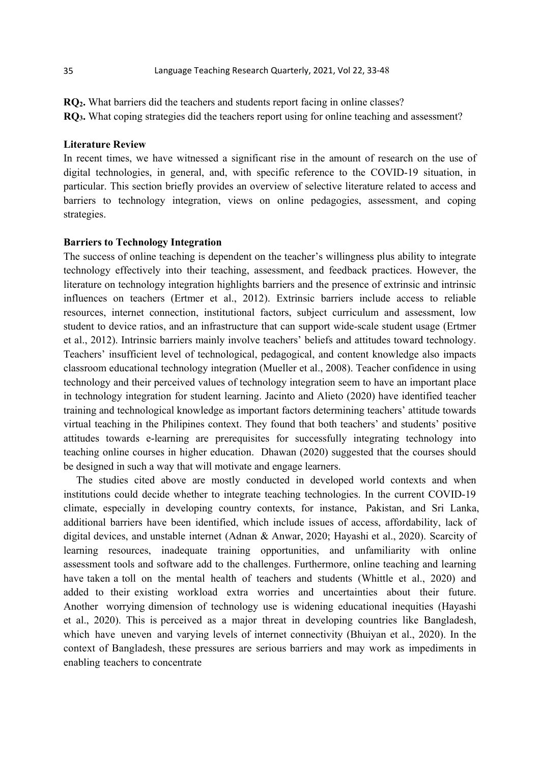**RQ$_2$.** What barriers did the teachers and students report facing in online classes?

**RQ$_3$.** What coping strategies did the teachers report using for online teaching and assessment?

## Literature Review

In recent times, we have witnessed a significant rise in the amount of research on the use of digital technologies, in general, and, with specific reference to the COVID-19 situation, in particular. This section briefly provides an overview of selective literature related to access and barriers to technology integration, views on online pedagogies, assessment, and coping strategies.

## Barriers to Technology Integration

The success of online teaching is dependent on the teacher's willingness plus ability to integrate technology effectively into their teaching, assessment, and feedback practices. However, the literature on technology integration highlights barriers and the presence of extrinsic and intrinsic influences on teachers (Ertmer et al., 2012). Extrinsic barriers include access to reliable resources, internet connection, institutional factors, subject curriculum and assessment, low student to device ratios, and an infrastructure that can support wide-scale student usage (Ertmer et al., 2012). Intrinsic barriers mainly involve teachers' beliefs and attitudes toward technology. Teachers' insufficient level of technological, pedagogical, and content knowledge also impacts classroom educational technology integration (Mueller et al., 2008). Teacher confidence in using technology and their perceived values of technology integration seem to have an important place in technology integration for student learning. Jacinto and Alieto (2020) have identified teacher training and technological knowledge as important factors determining teachers' attitude towards virtual teaching in the Philipines context. They found that both teachers' and students' positive attitudes towards e-learning are prerequisites for successfully integrating technology into teaching online courses in higher education. Dhawan (2020) suggested that the courses should be designed in such a way that will motivate and engage learners.

The studies cited above are mostly conducted in developed world contexts and when institutions could decide whether to integrate teaching technologies. In the current COVID-19 climate, especially in developing country contexts, for instance, Pakistan, and Sri Lanka, additional barriers have been identified, which include issues of access, affordability, lack of digital devices, and unstable internet (Adnan & Anwar, 2020; Hayashi et al., 2020). Scarcity of learning resources, inadequate training opportunities, and unfamiliarity with online assessment tools and software add to the challenges. Furthermore, online teaching and learning have taken a toll on the mental health of teachers and students (Whittle et al., 2020) and added to their existing workload extra worries and uncertainties about their future. Another worrying dimension of technology use is widening educational inequities (Hayashi et al., 2020). This is perceived as a major threat in developing countries like Bangladesh, which have uneven and varying levels of internet connectivity (Bhuiyan et al., 2020). In the context of Bangladesh, these pressures are serious barriers and may work as impediments in enabling teachers to concentrate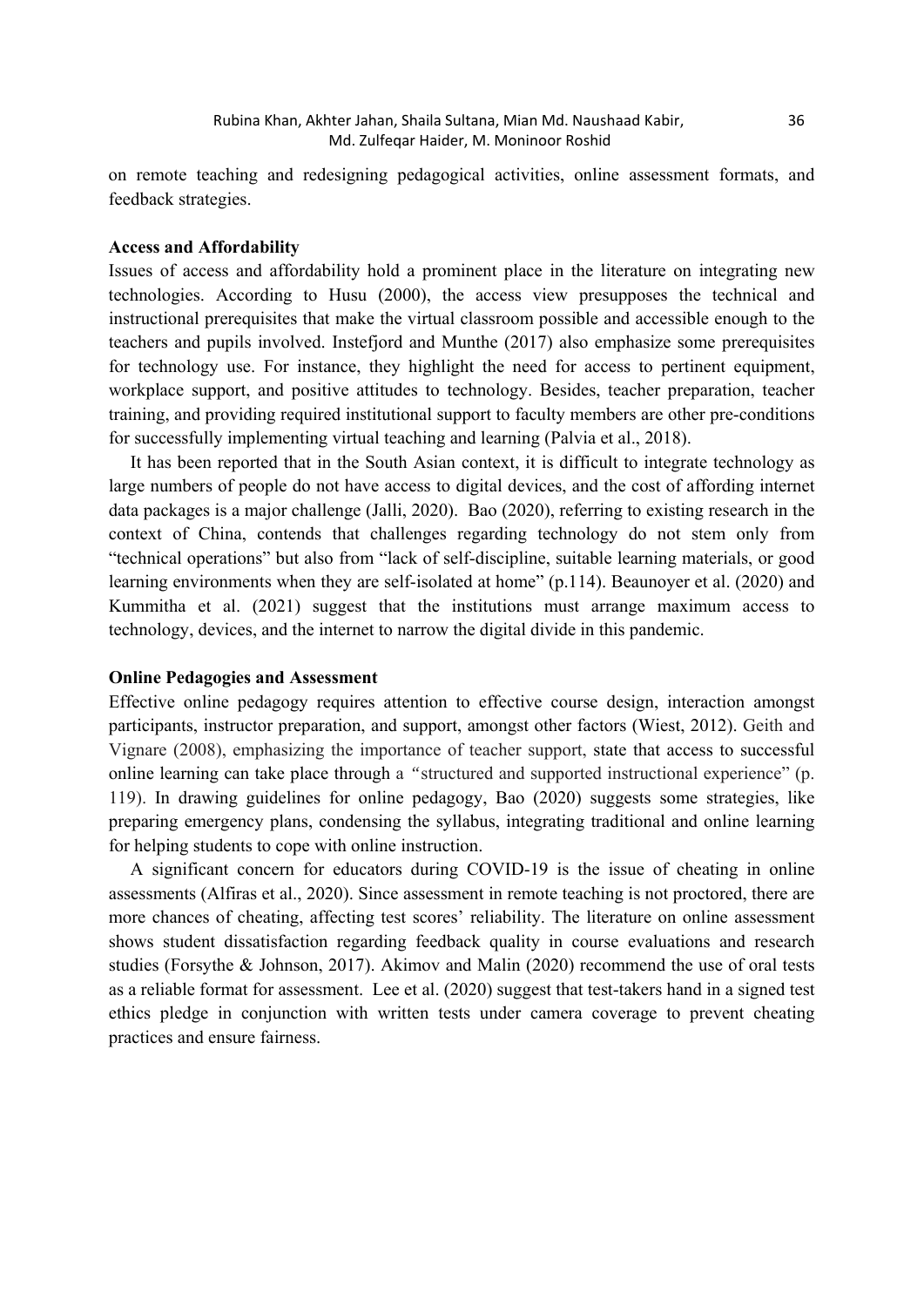on remote teaching and redesigning pedagogical activities, online assessment formats, and feedback strategies.

**Access and Affordability**

Issues of access and affordability hold a prominent place in the literature on integrating new technologies. According to Husu (2000), the access view presupposes the technical and instructional prerequisites that make the virtual classroom possible and accessible enough to the teachers and pupils involved. Instefjord and Munthe (2017) also emphasize some prerequisites for technology use. For instance, they highlight the need for access to pertinent equipment, workplace support, and positive attitudes to technology. Besides, teacher preparation, teacher training, and providing required institutional support to faculty members are other pre-conditions for successfully implementing virtual teaching and learning (Palvia et al., 2018).

It has been reported that in the South Asian context, it is difficult to integrate technology as large numbers of people do not have access to digital devices, and the cost of affording internet data packages is a major challenge (Jalli, 2020). Bao (2020), referring to existing research in the context of China, contends that challenges regarding technology do not stem only from "technical operations" but also from "lack of self-discipline, suitable learning materials, or good learning environments when they are self-isolated at home" (p.114). Beaunoyer et al. (2020) and Kummitha et al. (2021) suggest that the institutions must arrange maximum access to technology, devices, and the internet to narrow the digital divide in this pandemic.

**Online Pedagogies and Assessment**

Effective online pedagogy requires attention to effective course design, interaction amongst participants, instructor preparation, and support, amongst other factors (Wiest, 2012). Geith and Vignare (2008), emphasizing the importance of teacher support, state that access to successful online learning can take place through a "structured and supported instructional experience" (p. 119). In drawing guidelines for online pedagogy, Bao (2020) suggests some strategies, like preparing emergency plans, condensing the syllabus, integrating traditional and online learning for helping students to cope with online instruction.

A significant concern for educators during COVID-19 is the issue of cheating in online assessments (Alfiras et al., 2020). Since assessment in remote teaching is not proctored, there are more chances of cheating, affecting test scores' reliability. The literature on online assessment shows student dissatisfaction regarding feedback quality in course evaluations and research studies (Forsythe & Johnson, 2017). Akimov and Malin (2020) recommend the use of oral tests as a reliable format for assessment. Lee et al. (2020) suggest that test-takers hand in a signed test ethics pledge in conjunction with written tests under camera coverage to prevent cheating practices and ensure fairness.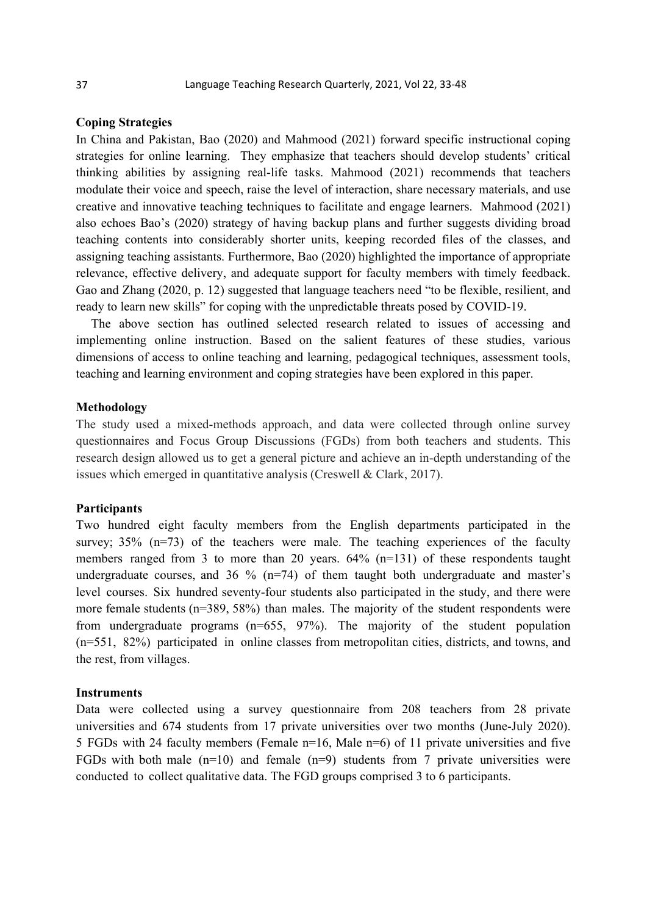## Coping Strategies

In China and Pakistan, Bao (2020) and Mahmood (2021) forward specific instructional coping strategies for online learning. They emphasize that teachers should develop students' critical thinking abilities by assigning real-life tasks. Mahmood (2021) recommends that teachers modulate their voice and speech, raise the level of interaction, share necessary materials, and use creative and innovative teaching techniques to facilitate and engage learners. Mahmood (2021) also echoes Bao's (2020) strategy of having backup plans and further suggests dividing broad teaching contents into considerably shorter units, keeping recorded files of the classes, and assigning teaching assistants. Furthermore, Bao (2020) highlighted the importance of appropriate relevance, effective delivery, and adequate support for faculty members with timely feedback. Gao and Zhang (2020, p. 12) suggested that language teachers need "to be flexible, resilient, and ready to learn new skills" for coping with the unpredictable threats posed by COVID-19.

The above section has outlined selected research related to issues of accessing and implementing online instruction. Based on the salient features of these studies, various dimensions of access to online teaching and learning, pedagogical techniques, assessment tools, teaching and learning environment and coping strategies have been explored in this paper.

## Methodology

The study used a mixed-methods approach, and data were collected through online survey questionnaires and Focus Group Discussions (FGDs) from both teachers and students. This research design allowed us to get a general picture and achieve an in-depth understanding of the issues which emerged in quantitative analysis (Creswell & Clark, 2017).

## Participants

Two hundred eight faculty members from the English departments participated in the survey; 35% (n=73) of the teachers were male. The teaching experiences of the faculty members ranged from 3 to more than 20 years. 64% (n=131) of these respondents taught undergraduate courses, and 36 % (n=74) of them taught both undergraduate and master's level courses. Six hundred seventy-four students also participated in the study, and there were more female students (n=389, 58%) than males. The majority of the student respondents were from undergraduate programs (n=655, 97%). The majority of the student population (n=551, 82%) participated in online classes from metropolitan cities, districts, and towns, and the rest, from villages.

## Instruments

Data were collected using a survey questionnaire from 208 teachers from 28 private universities and 674 students from 17 private universities over two months (June-July 2020). 5 FGDs with 24 faculty members (Female n=16, Male n=6) of 11 private universities and five FGDs with both male (n=10) and female (n=9) students from 7 private universities were conducted to collect qualitative data. The FGD groups comprised 3 to 6 participants.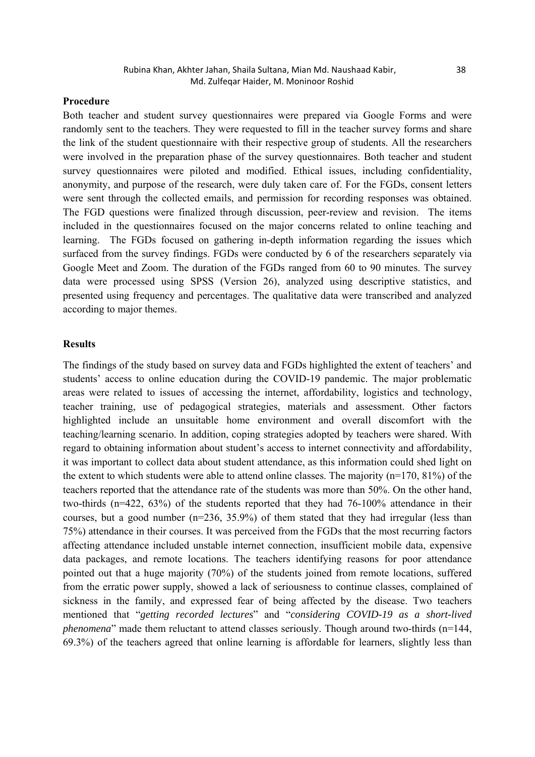## Procedure

Both teacher and student survey questionnaires were prepared via Google Forms and were randomly sent to the teachers. They were requested to fill in the teacher survey forms and share the link of the student questionnaire with their respective group of students. All the researchers were involved in the preparation phase of the survey questionnaires. Both teacher and student survey questionnaires were piloted and modified. Ethical issues, including confidentiality, anonymity, and purpose of the research, were duly taken care of. For the FGDs, consent letters were sent through the collected emails, and permission for recording responses was obtained. The FGD questions were finalized through discussion, peer-review and revision. The items included in the questionnaires focused on the major concerns related to online teaching and learning. The FGDs focused on gathering in-depth information regarding the issues which surfaced from the survey findings. FGDs were conducted by 6 of the researchers separately via Google Meet and Zoom. The duration of the FGDs ranged from 60 to 90 minutes. The survey data were processed using SPSS (Version 26), analyzed using descriptive statistics, and presented using frequency and percentages. The qualitative data were transcribed and analyzed according to major themes.

## Results

The findings of the study based on survey data and FGDs highlighted the extent of teachers' and students' access to online education during the COVID-19 pandemic. The major problematic areas were related to issues of accessing the internet, affordability, logistics and technology, teacher training, use of pedagogical strategies, materials and assessment. Other factors highlighted include an unsuitable home environment and overall discomfort with the teaching/learning scenario. In addition, coping strategies adopted by teachers were shared. With regard to obtaining information about student's access to internet connectivity and affordability, it was important to collect data about student attendance, as this information could shed light on the extent to which students were able to attend online classes. The majority (n=170, 81%) of the teachers reported that the attendance rate of the students was more than 50%. On the other hand, two-thirds (n=422, 63%) of the students reported that they had 76-100% attendance in their courses, but a good number (n=236, 35.9%) of them stated that they had irregular (less than 75%) attendance in their courses. It was perceived from the FGDs that the most recurring factors affecting attendance included unstable internet connection, insufficient mobile data, expensive data packages, and remote locations. The teachers identifying reasons for poor attendance pointed out that a huge majority (70%) of the students joined from remote locations, suffered from the erratic power supply, showed a lack of seriousness to continue classes, complained of sickness in the family, and expressed fear of being affected by the disease. Two teachers mentioned that "*getting recorded lectures*" and "*considering COVID-19 as a short-lived phenomena*" made them reluctant to attend classes seriously. Though around two-thirds (n=144, 69.3%) of the teachers agreed that online learning is affordable for learners, slightly less than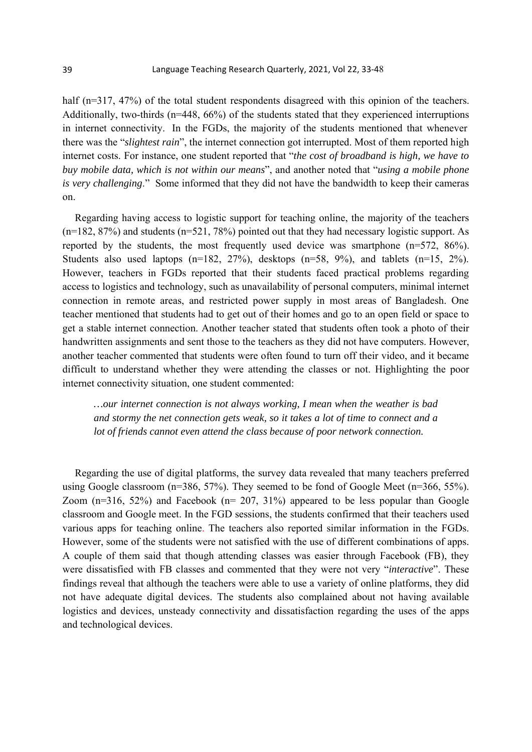half (n=317, 47%) of the total student respondents disagreed with this opinion of the teachers. Additionally, two-thirds (n=448, 66%) of the students stated that they experienced interruptions in internet connectivity. In the FGDs, the majority of the students mentioned that whenever there was the "*slightest rain*", the internet connection got interrupted. Most of them reported high internet costs. For instance, one student reported that "*the cost of broadband is high, we have to buy mobile data, which is not within our means*", and another noted that "*using a mobile phone is very challenging*." Some informed that they did not have the bandwidth to keep their cameras on.

Regarding having access to logistic support for teaching online, the majority of the teachers (n=182, 87%) and students (n=521, 78%) pointed out that they had necessary logistic support. As reported by the students, the most frequently used device was smartphone (n=572, 86%). Students also used laptops (n=182, 27%), desktops (n=58, 9%), and tablets (n=15, 2%). However, teachers in FGDs reported that their students faced practical problems regarding access to logistics and technology, such as unavailability of personal computers, minimal internet connection in remote areas, and restricted power supply in most areas of Bangladesh. One teacher mentioned that students had to get out of their homes and go to an open field or space to get a stable internet connection. Another teacher stated that students often took a photo of their handwritten assignments and sent those to the teachers as they did not have computers. However, another teacher commented that students were often found to turn off their video, and it became difficult to understand whether they were attending the classes or not. Highlighting the poor internet connectivity situation, one student commented:

> *…our internet connection is not always working, I mean when the weather is bad and stormy the net connection gets weak, so it takes a lot of time to connect and a lot of friends cannot even attend the class because of poor network connection.*

Regarding the use of digital platforms, the survey data revealed that many teachers preferred using Google classroom (n=386, 57%). They seemed to be fond of Google Meet (n=366, 55%). Zoom (n=316, 52%) and Facebook (n= 207, 31%) appeared to be less popular than Google classroom and Google meet. In the FGD sessions, the students confirmed that their teachers used various apps for teaching online. The teachers also reported similar information in the FGDs. However, some of the students were not satisfied with the use of different combinations of apps. A couple of them said that though attending classes was easier through Facebook (FB), they were dissatisfied with FB classes and commented that they were not very "*interactive*". These findings reveal that although the teachers were able to use a variety of online platforms, they did not have adequate digital devices. The students also complained about not having available logistics and devices, unsteady connectivity and dissatisfaction regarding the uses of the apps and technological devices.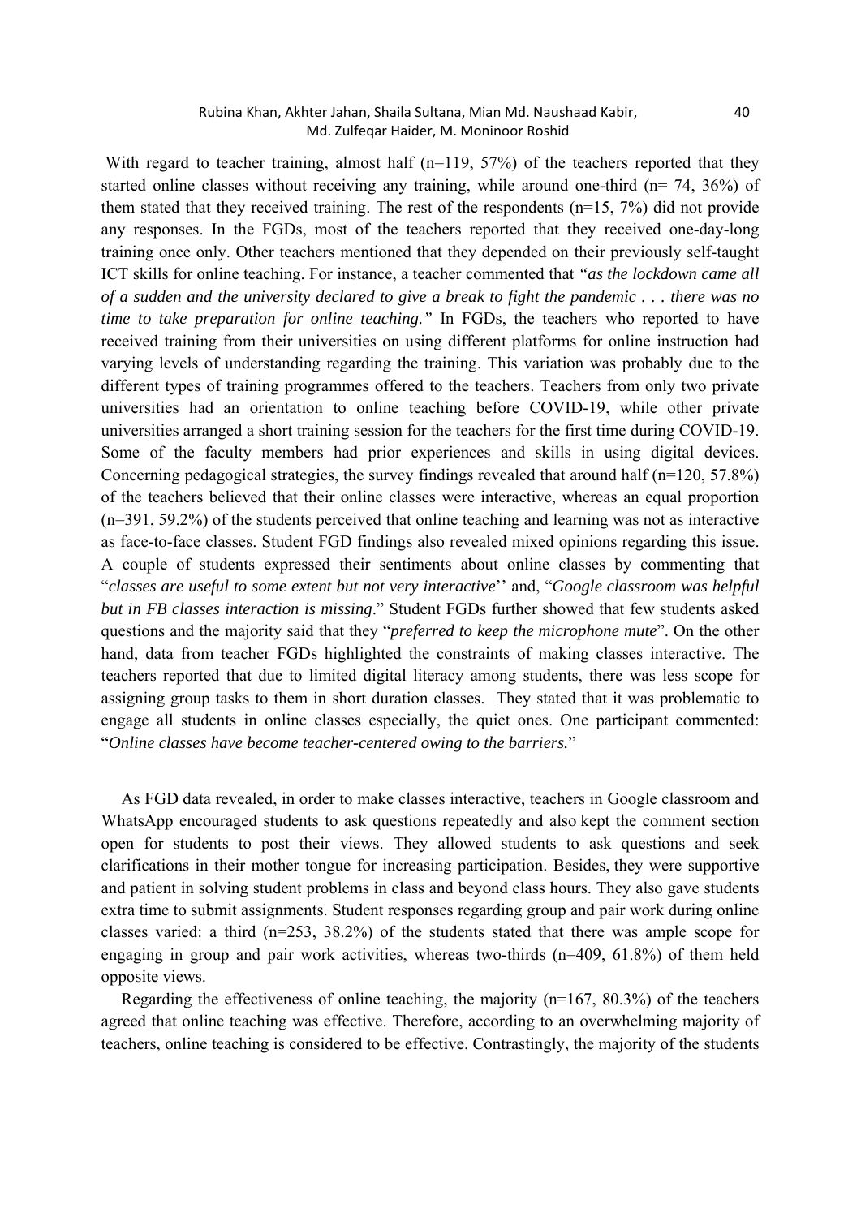With regard to teacher training, almost half (n=119, 57%) of the teachers reported that they started online classes without receiving any training, while around one-third (n= 74, 36%) of them stated that they received training. The rest of the respondents (n=15, 7%) did not provide any responses. In the FGDs, most of the teachers reported that they received one-day-long training once only. Other teachers mentioned that they depended on their previously self-taught ICT skills for online teaching. For instance, a teacher commented that *"as the lockdown came all of a sudden and the university declared to give a break to fight the pandemic . . . there was no time to take preparation for online teaching."* In FGDs, the teachers who reported to have received training from their universities on using different platforms for online instruction had varying levels of understanding regarding the training. This variation was probably due to the different types of training programmes offered to the teachers. Teachers from only two private universities had an orientation to online teaching before COVID-19, while other private universities arranged a short training session for the teachers for the first time during COVID-19. Some of the faculty members had prior experiences and skills in using digital devices. Concerning pedagogical strategies, the survey findings revealed that around half (n=120, 57.8%) of the teachers believed that their online classes were interactive, whereas an equal proportion (n=391, 59.2%) of the students perceived that online teaching and learning was not as interactive as face-to-face classes. Student FGD findings also revealed mixed opinions regarding this issue. A couple of students expressed their sentiments about online classes by commenting that "*classes are useful to some extent but not very interactive*'' and, "*Google classroom was helpful but in FB classes interaction is missing*." Student FGDs further showed that few students asked questions and the majority said that they "*preferred to keep the microphone mute*". On the other hand, data from teacher FGDs highlighted the constraints of making classes interactive. The teachers reported that due to limited digital literacy among students, there was less scope for assigning group tasks to them in short duration classes. They stated that it was problematic to engage all students in online classes especially, the quiet ones. One participant commented: "*Online classes have become teacher-centered owing to the barriers.*"

As FGD data revealed, in order to make classes interactive, teachers in Google classroom and WhatsApp encouraged students to ask questions repeatedly and also kept the comment section open for students to post their views. They allowed students to ask questions and seek clarifications in their mother tongue for increasing participation. Besides, they were supportive and patient in solving student problems in class and beyond class hours. They also gave students extra time to submit assignments. Student responses regarding group and pair work during online classes varied: a third (n=253, 38.2%) of the students stated that there was ample scope for engaging in group and pair work activities, whereas two-thirds (n=409, 61.8%) of them held opposite views.

Regarding the effectiveness of online teaching, the majority (n=167, 80.3%) of the teachers agreed that online teaching was effective. Therefore, according to an overwhelming majority of teachers, online teaching is considered to be effective. Contrastingly, the majority of the students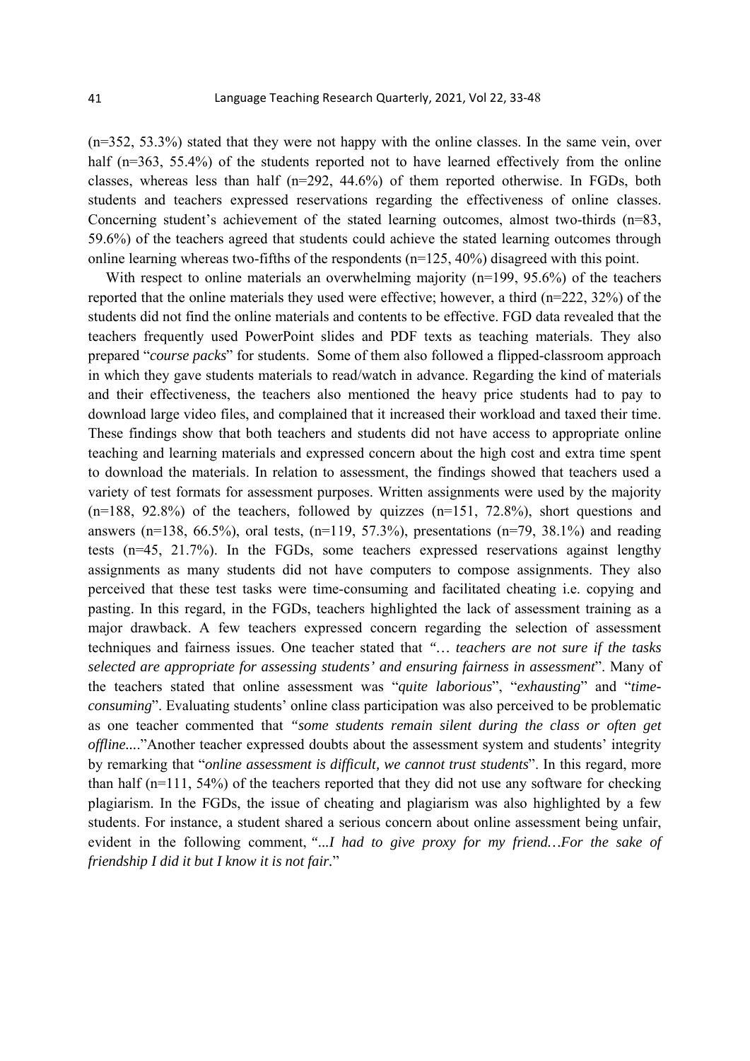(n=352, 53.3%) stated that they were not happy with the online classes. In the same vein, over half (n=363, 55.4%) of the students reported not to have learned effectively from the online classes, whereas less than half (n=292, 44.6%) of them reported otherwise. In FGDs, both students and teachers expressed reservations regarding the effectiveness of online classes. Concerning student's achievement of the stated learning outcomes, almost two-thirds (n=83, 59.6%) of the teachers agreed that students could achieve the stated learning outcomes through online learning whereas two-fifths of the respondents (n=125, 40%) disagreed with this point.

With respect to online materials an overwhelming majority (n=199, 95.6%) of the teachers reported that the online materials they used were effective; however, a third (n=222, 32%) of the students did not find the online materials and contents to be effective. FGD data revealed that the teachers frequently used PowerPoint slides and PDF texts as teaching materials. They also prepared "*course packs*" for students. Some of them also followed a flipped-classroom approach in which they gave students materials to read/watch in advance. Regarding the kind of materials and their effectiveness, the teachers also mentioned the heavy price students had to pay to download large video files, and complained that it increased their workload and taxed their time. These findings show that both teachers and students did not have access to appropriate online teaching and learning materials and expressed concern about the high cost and extra time spent to download the materials. In relation to assessment, the findings showed that teachers used a variety of test formats for assessment purposes. Written assignments were used by the majority (n=188, 92.8%) of the teachers, followed by quizzes (n=151, 72.8%), short questions and answers (n=138, 66.5%), oral tests, (n=119, 57.3%), presentations (n=79, 38.1%) and reading tests (n=45, 21.7%). In the FGDs, some teachers expressed reservations against lengthy assignments as many students did not have computers to compose assignments. They also perceived that these test tasks were time-consuming and facilitated cheating i.e. copying and pasting. In this regard, in the FGDs, teachers highlighted the lack of assessment training as a major drawback. A few teachers expressed concern regarding the selection of assessment techniques and fairness issues. One teacher stated that *"… teachers are not sure if the tasks selected are appropriate for assessing students' and ensuring fairness in assessment*". Many of the teachers stated that online assessment was "*quite laborious*", "*exhausting*" and "*time-consuming*". Evaluating students' online class participation was also perceived to be problematic as one teacher commented that *"some students remain silent during the class or often get offline....*"Another teacher expressed doubts about the assessment system and students' integrity by remarking that "*online assessment is difficult, we cannot trust students*". In this regard, more than half (n=111, 54%) of the teachers reported that they did not use any software for checking plagiarism. In the FGDs, the issue of cheating and plagiarism was also highlighted by a few students. For instance, a student shared a serious concern about online assessment being unfair, evident in the following comment, "*...I had to give proxy for my friend…For the sake of friendship I did it but I know it is not fair.*"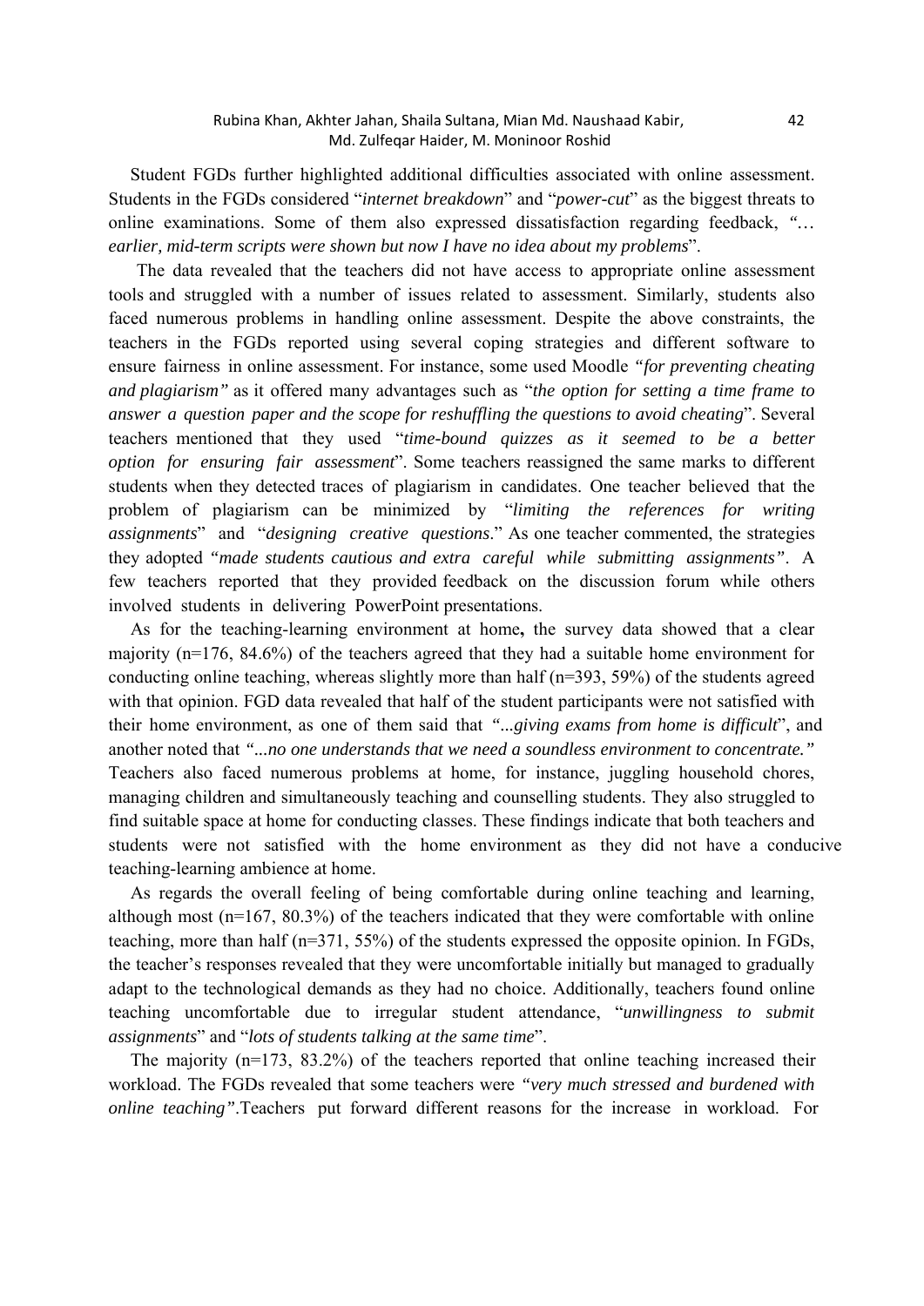Student FGDs further highlighted additional difficulties associated with online assessment. Students in the FGDs considered "*internet breakdown*" and "*power-cut*" as the biggest threats to online examinations. Some of them also expressed dissatisfaction regarding feedback, *"… earlier, mid-term scripts were shown but now I have no idea about my problems*".

The data revealed that the teachers did not have access to appropriate online assessment tools and struggled with a number of issues related to assessment. Similarly, students also faced numerous problems in handling online assessment. Despite the above constraints, the teachers in the FGDs reported using several coping strategies and different software to ensure fairness in online assessment. For instance, some used Moodle *"for preventing cheating and plagiarism"* as it offered many advantages such as "*the option for setting a time frame to answer a question paper and the scope for reshuffling the questions to avoid cheating*". Several teachers mentioned that they used "*time-bound quizzes as it seemed to be a better option for ensuring fair assessment*". Some teachers reassigned the same marks to different students when they detected traces of plagiarism in candidates. One teacher believed that the problem of plagiarism can be minimized by "*limiting the references for writing assignments*" and "*designing creative questions*." As one teacher commented, the strategies they adopted *"made students cautious and extra careful while submitting assignments"*. A few teachers reported that they provided feedback on the discussion forum while others involved students in delivering PowerPoint presentations.

As for the teaching-learning environment at home**,** the survey data showed that a clear majority (n=176, 84.6%) of the teachers agreed that they had a suitable home environment for conducting online teaching, whereas slightly more than half (n=393, 59%) of the students agreed with that opinion. FGD data revealed that half of the student participants were not satisfied with their home environment, as one of them said that *"...giving exams from home is difficult*", and another noted that *"...no one understands that we need a soundless environment to concentrate."* Teachers also faced numerous problems at home, for instance, juggling household chores, managing children and simultaneously teaching and counselling students. They also struggled to find suitable space at home for conducting classes. These findings indicate that both teachers and students were not satisfied with the home environment as they did not have a conducive teaching-learning ambience at home.

As regards the overall feeling of being comfortable during online teaching and learning, although most (n=167, 80.3%) of the teachers indicated that they were comfortable with online teaching, more than half (n=371, 55%) of the students expressed the opposite opinion. In FGDs, the teacher's responses revealed that they were uncomfortable initially but managed to gradually adapt to the technological demands as they had no choice. Additionally, teachers found online teaching uncomfortable due to irregular student attendance, "*unwillingness to submit assignments*" and "*lots of students talking at the same time*".

The majority (n=173, 83.2%) of the teachers reported that online teaching increased their workload. The FGDs revealed that some teachers were *"very much stressed and burdened with online teaching"*.Teachers put forward different reasons for the increase in workload. For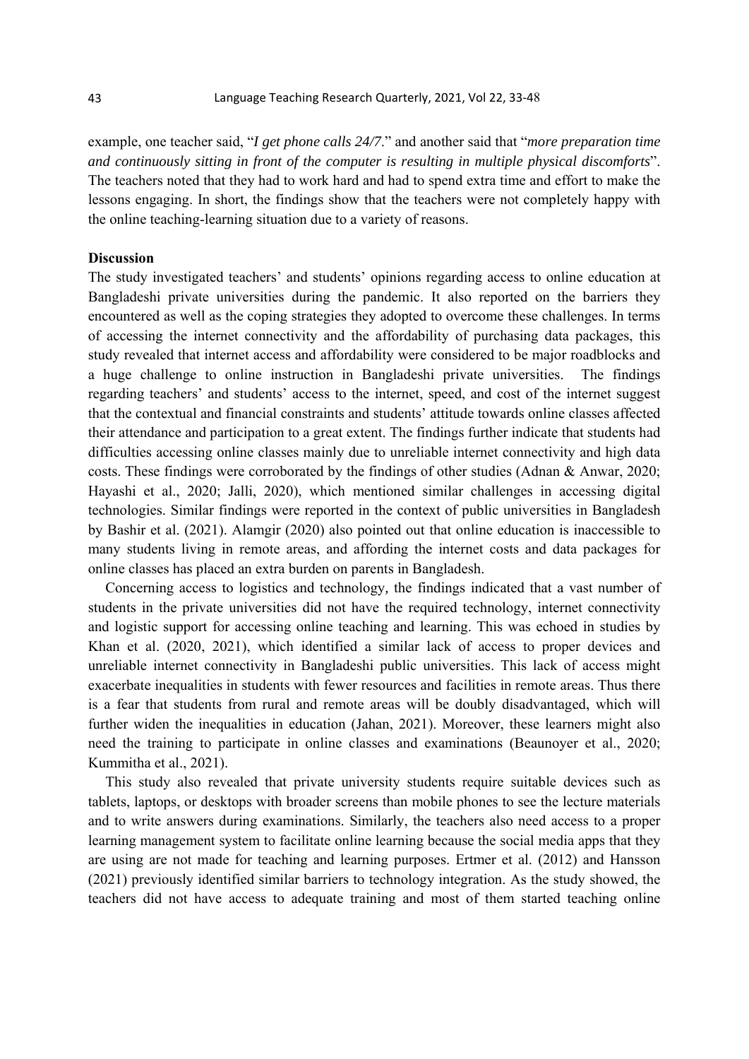example, one teacher said, "*I get phone calls 24/7*." and another said that "*more preparation time and continuously sitting in front of the computer is resulting in multiple physical discomforts*". The teachers noted that they had to work hard and had to spend extra time and effort to make the lessons engaging. In short, the findings show that the teachers were not completely happy with the online teaching-learning situation due to a variety of reasons.

## Discussion

The study investigated teachers' and students' opinions regarding access to online education at Bangladeshi private universities during the pandemic. It also reported on the barriers they encountered as well as the coping strategies they adopted to overcome these challenges. In terms of accessing the internet connectivity and the affordability of purchasing data packages, this study revealed that internet access and affordability were considered to be major roadblocks and a huge challenge to online instruction in Bangladeshi private universities. The findings regarding teachers' and students' access to the internet, speed, and cost of the internet suggest that the contextual and financial constraints and students' attitude towards online classes affected their attendance and participation to a great extent. The findings further indicate that students had difficulties accessing online classes mainly due to unreliable internet connectivity and high data costs. These findings were corroborated by the findings of other studies (Adnan & Anwar, 2020; Hayashi et al., 2020; Jalli, 2020), which mentioned similar challenges in accessing digital technologies. Similar findings were reported in the context of public universities in Bangladesh by Bashir et al. (2021). Alamgir (2020) also pointed out that online education is inaccessible to many students living in remote areas, and affording the internet costs and data packages for online classes has placed an extra burden on parents in Bangladesh.

Concerning access to logistics and technology, the findings indicated that a vast number of students in the private universities did not have the required technology, internet connectivity and logistic support for accessing online teaching and learning. This was echoed in studies by Khan et al. (2020, 2021), which identified a similar lack of access to proper devices and unreliable internet connectivity in Bangladeshi public universities. This lack of access might exacerbate inequalities in students with fewer resources and facilities in remote areas. Thus there is a fear that students from rural and remote areas will be doubly disadvantaged, which will further widen the inequalities in education (Jahan, 2021). Moreover, these learners might also need the training to participate in online classes and examinations (Beaunoyer et al., 2020; Kummitha et al., 2021).

This study also revealed that private university students require suitable devices such as tablets, laptops, or desktops with broader screens than mobile phones to see the lecture materials and to write answers during examinations. Similarly, the teachers also need access to a proper learning management system to facilitate online learning because the social media apps that they are using are not made for teaching and learning purposes. Ertmer et al. (2012) and Hansson (2021) previously identified similar barriers to technology integration. As the study showed, the teachers did not have access to adequate training and most of them started teaching online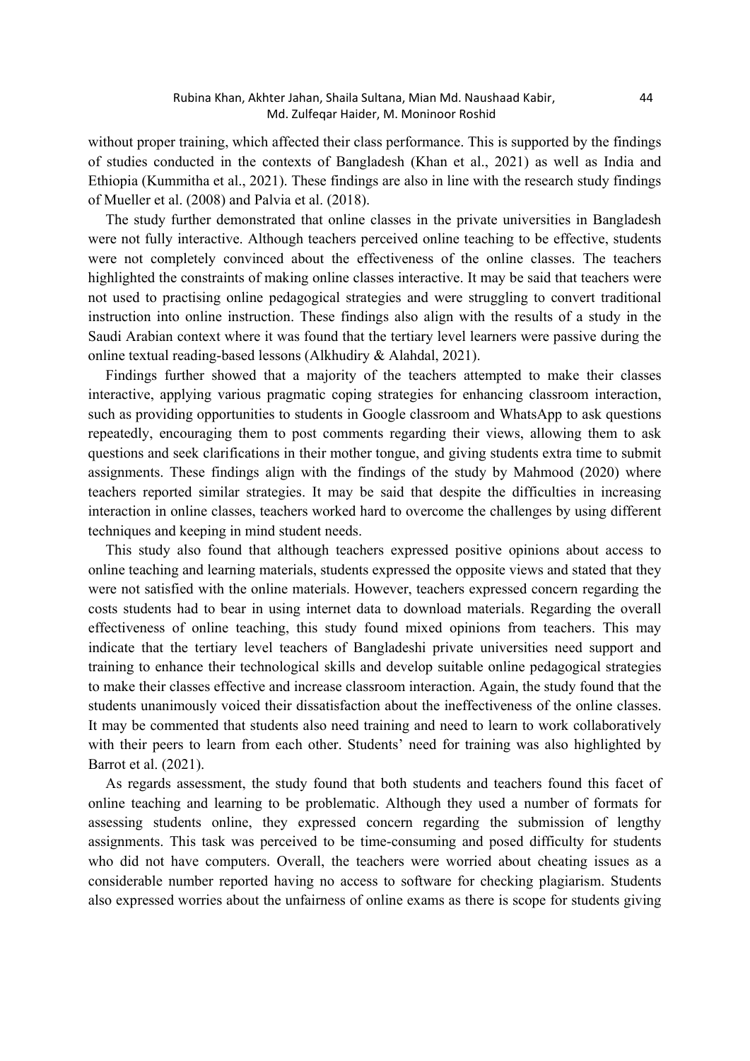without proper training, which affected their class performance. This is supported by the findings of studies conducted in the contexts of Bangladesh (Khan et al., 2021) as well as India and Ethiopia (Kummitha et al., 2021). These findings are also in line with the research study findings of Mueller et al. (2008) and Palvia et al. (2018).

The study further demonstrated that online classes in the private universities in Bangladesh were not fully interactive. Although teachers perceived online teaching to be effective, students were not completely convinced about the effectiveness of the online classes. The teachers highlighted the constraints of making online classes interactive. It may be said that teachers were not used to practising online pedagogical strategies and were struggling to convert traditional instruction into online instruction. These findings also align with the results of a study in the Saudi Arabian context where it was found that the tertiary level learners were passive during the online textual reading-based lessons (Alkhudiry & Alahdal, 2021).

Findings further showed that a majority of the teachers attempted to make their classes interactive, applying various pragmatic coping strategies for enhancing classroom interaction, such as providing opportunities to students in Google classroom and WhatsApp to ask questions repeatedly, encouraging them to post comments regarding their views, allowing them to ask questions and seek clarifications in their mother tongue, and giving students extra time to submit assignments. These findings align with the findings of the study by Mahmood (2020) where teachers reported similar strategies. It may be said that despite the difficulties in increasing interaction in online classes, teachers worked hard to overcome the challenges by using different techniques and keeping in mind student needs.

This study also found that although teachers expressed positive opinions about access to online teaching and learning materials, students expressed the opposite views and stated that they were not satisfied with the online materials. However, teachers expressed concern regarding the costs students had to bear in using internet data to download materials. Regarding the overall effectiveness of online teaching, this study found mixed opinions from teachers. This may indicate that the tertiary level teachers of Bangladeshi private universities need support and training to enhance their technological skills and develop suitable online pedagogical strategies to make their classes effective and increase classroom interaction. Again, the study found that the students unanimously voiced their dissatisfaction about the ineffectiveness of the online classes. It may be commented that students also need training and need to learn to work collaboratively with their peers to learn from each other. Students' need for training was also highlighted by Barrot et al. (2021).

As regards assessment, the study found that both students and teachers found this facet of online teaching and learning to be problematic. Although they used a number of formats for assessing students online, they expressed concern regarding the submission of lengthy assignments. This task was perceived to be time-consuming and posed difficulty for students who did not have computers. Overall, the teachers were worried about cheating issues as a considerable number reported having no access to software for checking plagiarism. Students also expressed worries about the unfairness of online exams as there is scope for students giving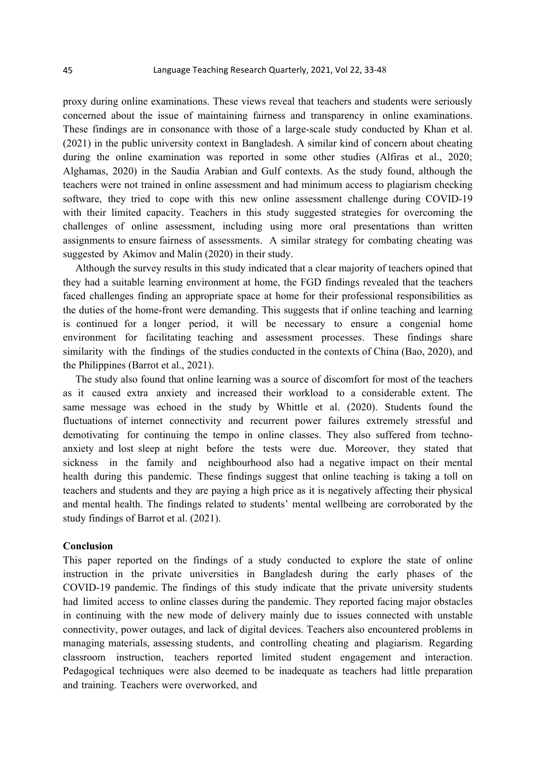proxy during online examinations. These views reveal that teachers and students were seriously concerned about the issue of maintaining fairness and transparency in online examinations. These findings are in consonance with those of a large-scale study conducted by Khan et al. (2021) in the public university context in Bangladesh. A similar kind of concern about cheating during the online examination was reported in some other studies (Alfiras et al., 2020; Alghamas, 2020) in the Saudia Arabian and Gulf contexts. As the study found, although the teachers were not trained in online assessment and had minimum access to plagiarism checking software, they tried to cope with this new online assessment challenge during COVID-19 with their limited capacity. Teachers in this study suggested strategies for overcoming the challenges of online assessment, including using more oral presentations than written assignments to ensure fairness of assessments. A similar strategy for combating cheating was suggested by Akimov and Malin (2020) in their study.

Although the survey results in this study indicated that a clear majority of teachers opined that they had a suitable learning environment at home, the FGD findings revealed that the teachers faced challenges finding an appropriate space at home for their professional responsibilities as the duties of the home-front were demanding. This suggests that if online teaching and learning is continued for a longer period, it will be necessary to ensure a congenial home environment for facilitating teaching and assessment processes. These findings share similarity with the findings of the studies conducted in the contexts of China (Bao, 2020), and the Philippines (Barrot et al., 2021).

The study also found that online learning was a source of discomfort for most of the teachers as it caused extra anxiety and increased their workload to a considerable extent. The same message was echoed in the study by Whittle et al. (2020). Students found the fluctuations of internet connectivity and recurrent power failures extremely stressful and demotivating for continuing the tempo in online classes. They also suffered from techno-anxiety and lost sleep at night before the tests were due. Moreover, they stated that sickness in the family and neighbourhood also had a negative impact on their mental health during this pandemic. These findings suggest that online teaching is taking a toll on teachers and students and they are paying a high price as it is negatively affecting their physical and mental health. The findings related to students' mental wellbeing are corroborated by the study findings of Barrot et al. (2021).

## Conclusion

This paper reported on the findings of a study conducted to explore the state of online instruction in the private universities in Bangladesh during the early phases of the COVID-19 pandemic. The findings of this study indicate that the private university students had limited access to online classes during the pandemic. They reported facing major obstacles in continuing with the new mode of delivery mainly due to issues connected with unstable connectivity, power outages, and lack of digital devices. Teachers also encountered problems in managing materials, assessing students, and controlling cheating and plagiarism. Regarding classroom instruction, teachers reported limited student engagement and interaction. Pedagogical techniques were also deemed to be inadequate as teachers had little preparation and training. Teachers were overworked, and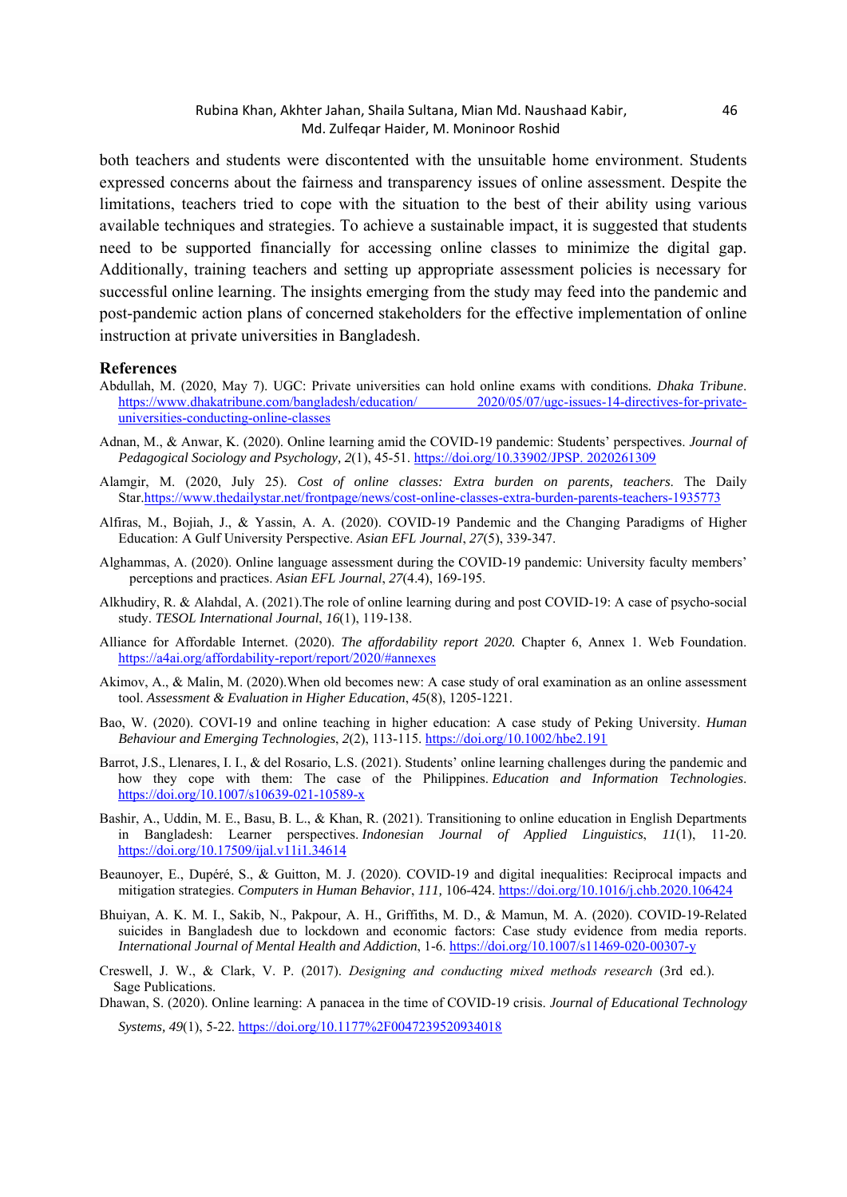both teachers and students were discontented with the unsuitable home environment. Students expressed concerns about the fairness and transparency issues of online assessment. Despite the limitations, teachers tried to cope with the situation to the best of their ability using various available techniques and strategies. To achieve a sustainable impact, it is suggested that students need to be supported financially for accessing online classes to minimize the digital gap. Additionally, training teachers and setting up appropriate assessment policies is necessary for successful online learning. The insights emerging from the study may feed into the pandemic and post-pandemic action plans of concerned stakeholders for the effective implementation of online instruction at private universities in Bangladesh.

## References

Abdullah, M. (2020, May 7). UGC: Private universities can hold online exams with conditions. *Dhaka Tribune*. https://www.dhakatribune.com/bangladesh/education/ 2020/05/07/ugc-issues-14-directives-for-private-universities-conducting-online-classes

Adnan, M., & Anwar, K. (2020). Online learning amid the COVID-19 pandemic: Students' perspectives. *Journal of Pedagogical Sociology and Psychology, 2*(1), 45-51. https://doi.org/10.33902/JPSP. 2020261309

Alamgir, M. (2020, July 25). *Cost of online classes: Extra burden on parents, teachers*. The Daily Star.https://www.thedailystar.net/frontpage/news/cost-online-classes-extra-burden-parents-teachers-1935773

Alfiras, M., Bojiah, J., & Yassin, A. A. (2020). COVID-19 Pandemic and the Changing Paradigms of Higher Education: A Gulf University Perspective. *Asian EFL Journal*, *27*(5), 339-347.

Alghammas, A. (2020). Online language assessment during the COVID-19 pandemic: University faculty members' perceptions and practices. *Asian EFL Journal*, *27*(4.4), 169-195.

Alkhudiry, R. & Alahdal, A. (2021).The role of online learning during and post COVID-19: A case of psycho-social study. *TESOL International Journal*, *16*(1), 119-138.

Alliance for Affordable Internet. (2020). *The affordability report 2020.* Chapter 6, Annex 1. Web Foundation. https://a4ai.org/affordability-report/report/2020/#annexes

Akimov, A., & Malin, M. (2020).When old becomes new: A case study of oral examination as an online assessment tool. *Assessment & Evaluation in Higher Education*, *45*(8), 1205-1221.

Bao, W. (2020). COVI-19 and online teaching in higher education: A case study of Peking University. *Human Behaviour and Emerging Technologies*, *2*(2), 113-115. https://doi.org/10.1002/hbe2.191

Barrot, J.S., Llenares, I. I., & del Rosario, L.S. (2021). Students' online learning challenges during the pandemic and how they cope with them: The case of the Philippines. *Education and Information Technologies*. https://doi.org/10.1007/s10639-021-10589-x

Bashir, A., Uddin, M. E., Basu, B. L., & Khan, R. (2021). Transitioning to online education in English Departments in Bangladesh: Learner perspectives. *Indonesian Journal of Applied Linguistics*, *11*(1), 11-20. https://doi.org/10.17509/ijal.v11i1.34614

Beaunoyer, E., Dupéré, S., & Guitton, M. J. (2020). COVID-19 and digital inequalities: Reciprocal impacts and mitigation strategies. *Computers in Human Behavior*, *111,* 106-424. https://doi.org/10.1016/j.chb.2020.106424

Bhuiyan, A. K. M. I., Sakib, N., Pakpour, A. H., Griffiths, M. D., & Mamun, M. A. (2020). COVID-19-Related suicides in Bangladesh due to lockdown and economic factors: Case study evidence from media reports. *International Journal of Mental Health and Addiction*, 1-6. https://doi.org/10.1007/s11469-020-00307-y

Creswell, J. W., & Clark, V. P. (2017). *Designing and conducting mixed methods research* (3rd ed.). Sage Publications.

Dhawan, S. (2020). Online learning: A panacea in the time of COVID-19 crisis. *Journal of Educational Technology Systems, 49*(1), 5-22. https://doi.org/10.1177%2F0047239520934018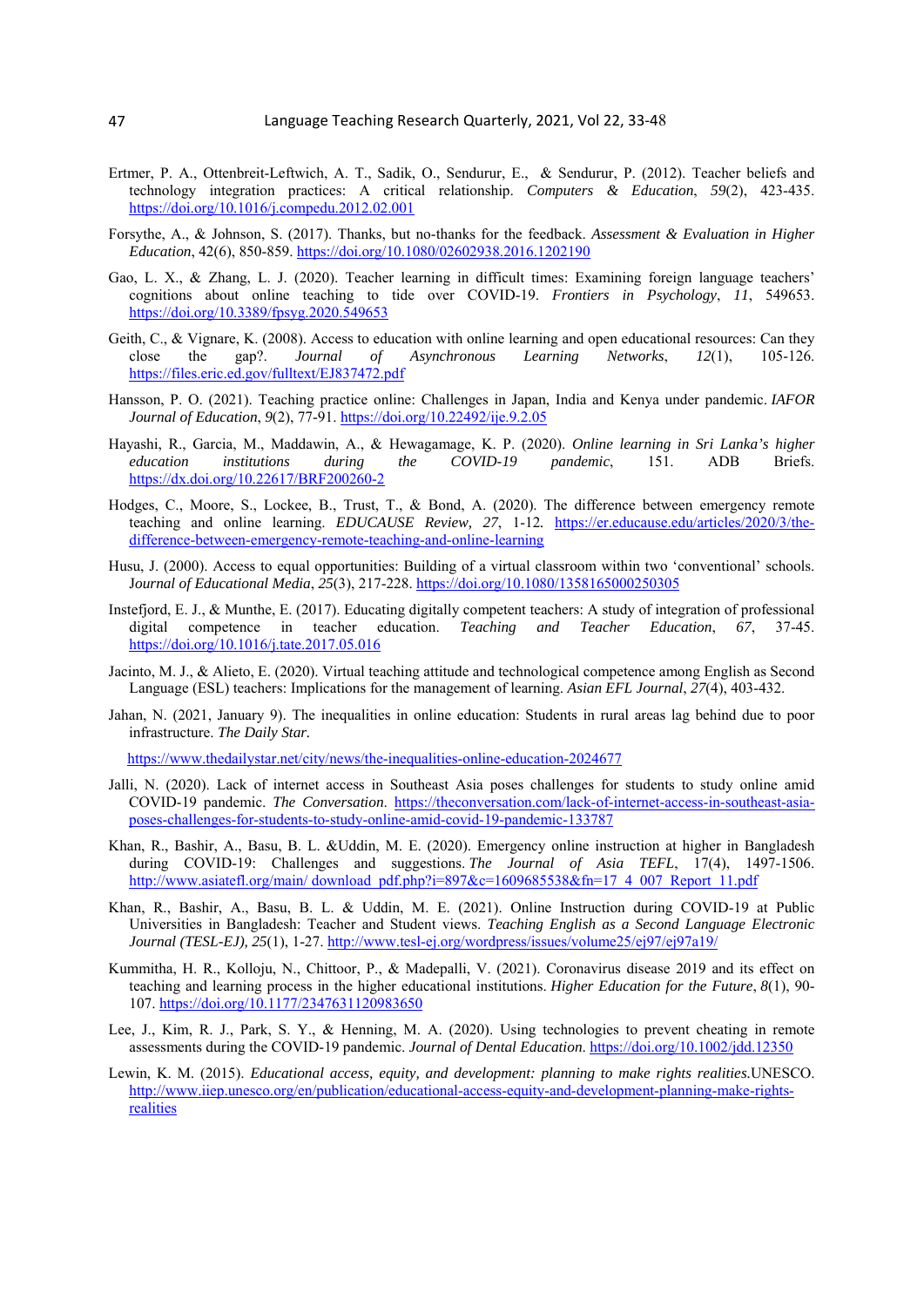Ertmer, P. A., Ottenbreit-Leftwich, A. T., Sadik, O., Sendurur, E., & Sendurur, P. (2012). Teacher beliefs and technology integration practices: A critical relationship. *Computers & Education*, *59*(2), 423-435. https://doi.org/10.1016/j.compedu.2012.02.001

Forsythe, A., & Johnson, S. (2017). Thanks, but no-thanks for the feedback. *Assessment & Evaluation in Higher Education*, 42(6), 850-859. https://doi.org/10.1080/02602938.2016.1202190

Gao, L. X., & Zhang, L. J. (2020). Teacher learning in difficult times: Examining foreign language teachers' cognitions about online teaching to tide over COVID-19. *Frontiers in Psychology*, *11*, 549653. https://doi.org/10.3389/fpsyg.2020.549653

Geith, C., & Vignare, K. (2008). Access to education with online learning and open educational resources: Can they close the gap?. *Journal of Asynchronous Learning Networks*, *12*(1), 105-126. https://files.eric.ed.gov/fulltext/EJ837472.pdf

Hansson, P. O. (2021). Teaching practice online: Challenges in Japan, India and Kenya under pandemic. *IAFOR Journal of Education*, *9*(2), 77-91. https://doi.org/10.22492/ije.9.2.05

Hayashi, R., Garcia, M., Maddawin, A., & Hewagamage, K. P. (2020). *Online learning in Sri Lanka's higher education institutions during the COVID-19 pandemic*, 151. ADB Briefs. https://dx.doi.org/10.22617/BRF200260-2

Hodges, C., Moore, S., Lockee, B., Trust, T., & Bond, A. (2020). The difference between emergency remote teaching and online learning. *EDUCAUSE Review, 27*, 1-12. https://er.educause.edu/articles/2020/3/the-difference-between-emergency-remote-teaching-and-online-learning

Husu, J. (2000). Access to equal opportunities: Building of a virtual classroom within two 'conventional' schools. *Journal of Educational Media*, *25*(3), 217-228. https://doi.org/10.1080/1358165000250305

Instefjord, E. J., & Munthe, E. (2017). Educating digitally competent teachers: A study of integration of professional digital competence in teacher education. *Teaching and Teacher Education*, *67*, 37-45. https://doi.org/10.1016/j.tate.2017.05.016

Jacinto, M. J., & Alieto, E. (2020). Virtual teaching attitude and technological competence among English as Second Language (ESL) teachers: Implications for the management of learning. *Asian EFL Journal*, *27*(4), 403-432.

Jahan, N. (2021, January 9). The inequalities in online education: Students in rural areas lag behind due to poor infrastructure. *The Daily Star.*

https://www.thedailystar.net/city/news/the-inequalities-online-education-2024677

Jalli, N. (2020). Lack of internet access in Southeast Asia poses challenges for students to study online amid COVID-19 pandemic. *The Conversation*. https://theconversation.com/lack-of-internet-access-in-southeast-asia-poses-challenges-for-students-to-study-online-amid-covid-19-pandemic-133787

Khan, R., Bashir, A., Basu, B. L. &Uddin, M. E. (2020). Emergency online instruction at higher in Bangladesh during COVID-19: Challenges and suggestions. *The Journal of Asia TEFL*, 17(4), 1497-1506. http://www.asiatefl.org/main/ download_pdf.php?i=897&c=1609685538&fn=17_4_007_Report_11.pdf

Khan, R., Bashir, A., Basu, B. L. & Uddin, M. E. (2021). Online Instruction during COVID-19 at Public Universities in Bangladesh: Teacher and Student views. *Teaching English as a Second Language Electronic Journal (TESL-EJ), 25*(1), 1-27. http://www.tesl-ej.org/wordpress/issues/volume25/ej97/ej97a19/

Kummitha, H. R., Kolloju, N., Chittoor, P., & Madepalli, V. (2021). Coronavirus disease 2019 and its effect on teaching and learning process in the higher educational institutions. *Higher Education for the Future*, *8*(1), 90-107. https://doi.org/10.1177/2347631120983650

Lee, J., Kim, R. J., Park, S. Y., & Henning, M. A. (2020). Using technologies to prevent cheating in remote assessments during the COVID-19 pandemic. *Journal of Dental Education*. https://doi.org/10.1002/jdd.12350

Lewin, K. M. (2015). *Educational access, equity, and development: planning to make rights realities.*UNESCO. http://www.iiep.unesco.org/en/publication/educational-access-equity-and-development-planning-make-rights-realities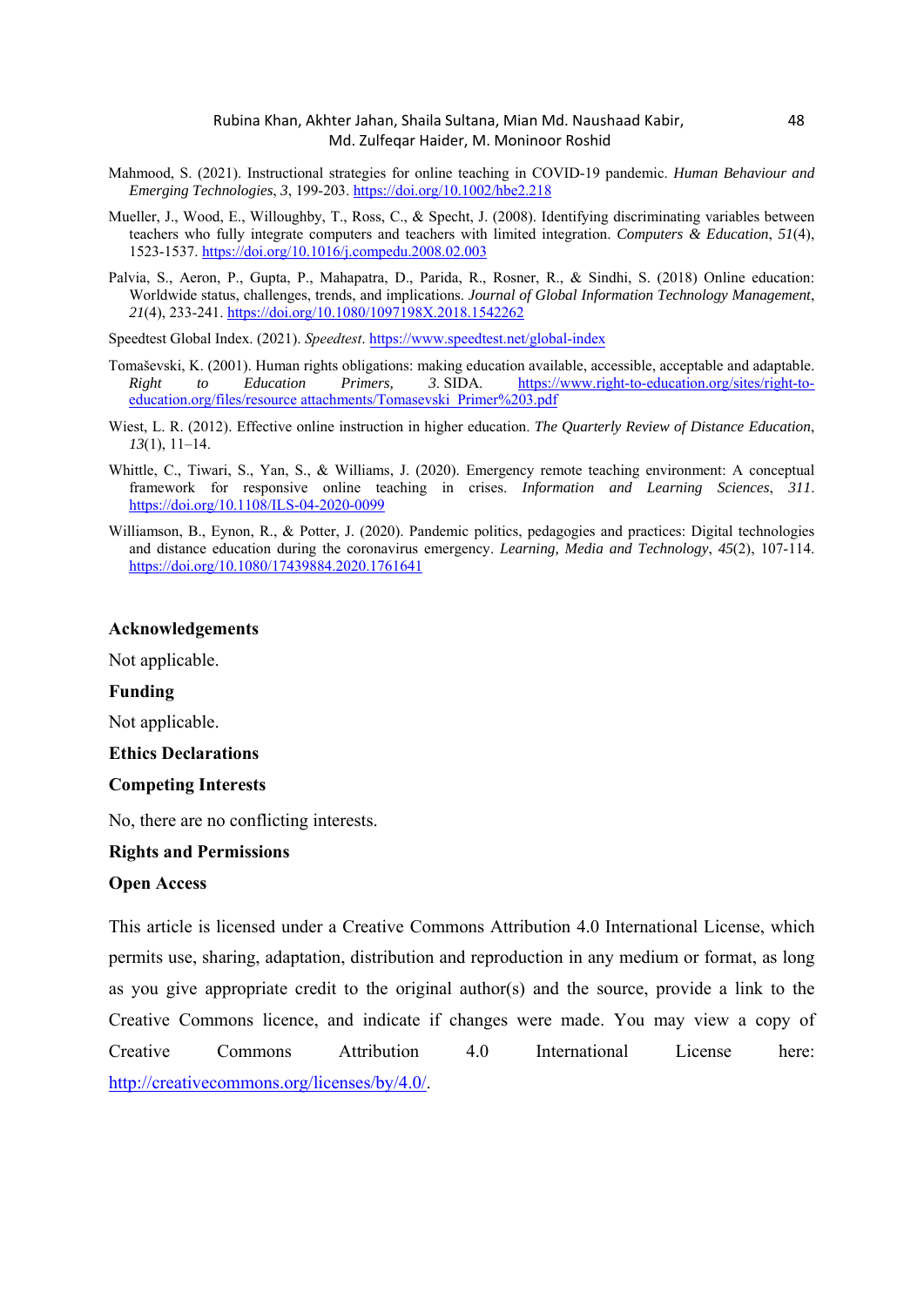Mahmood, S. (2021). Instructional strategies for online teaching in COVID-19 pandemic. *Human Behaviour and Emerging Technologies*, *3*, 199-203. https://doi.org/10.1002/hbe2.218

Mueller, J., Wood, E., Willoughby, T., Ross, C., & Specht, J. (2008). Identifying discriminating variables between teachers who fully integrate computers and teachers with limited integration. *Computers & Education*, *51*(4), 1523-1537. https://doi.org/10.1016/j.compedu.2008.02.003

Palvia, S., Aeron, P., Gupta, P., Mahapatra, D., Parida, R., Rosner, R., & Sindhi, S. (2018) Online education: Worldwide status, challenges, trends, and implications. *Journal of Global Information Technology Management*, *21*(4), 233-241. https://doi.org/10.1080/1097198X.2018.1542262

Speedtest Global Index. (2021). *Speedtest*. https://www.speedtest.net/global-index

Tomaševski, K. (2001). Human rights obligations: making education available, accessible, acceptable and adaptable. *Right to Education Primers, 3*. SIDA. https://www.right-to-education.org/sites/right-to-education.org/files/resource attachments/Tomasevski_Primer%203.pdf

Wiest, L. R. (2012). Effective online instruction in higher education. *The Quarterly Review of Distance Education*, *13*(1), 11–14.

Whittle, C., Tiwari, S., Yan, S., & Williams, J. (2020). Emergency remote teaching environment: A conceptual framework for responsive online teaching in crises. *Information and Learning Sciences*, *311*. https://doi.org/10.1108/ILS-04-2020-0099

Williamson, B., Eynon, R., & Potter, J. (2020). Pandemic politics, pedagogies and practices: Digital technologies and distance education during the coronavirus emergency. *Learning, Media and Technology*, *45*(2), 107-114. https://doi.org/10.1080/17439884.2020.1761641

## Acknowledgements

Not applicable.

## Funding

Not applicable.

## Ethics Declarations

## Competing Interests

No, there are no conflicting interests.

## Rights and Permissions

## Open Access

This article is licensed under a Creative Commons Attribution 4.0 International License, which permits use, sharing, adaptation, distribution and reproduction in any medium or format, as long as you give appropriate credit to the original author(s) and the source, provide a link to the Creative Commons licence, and indicate if changes were made. You may view a copy of Creative Commons Attribution 4.0 International License here: http://creativecommons.org/licenses/by/4.0/.